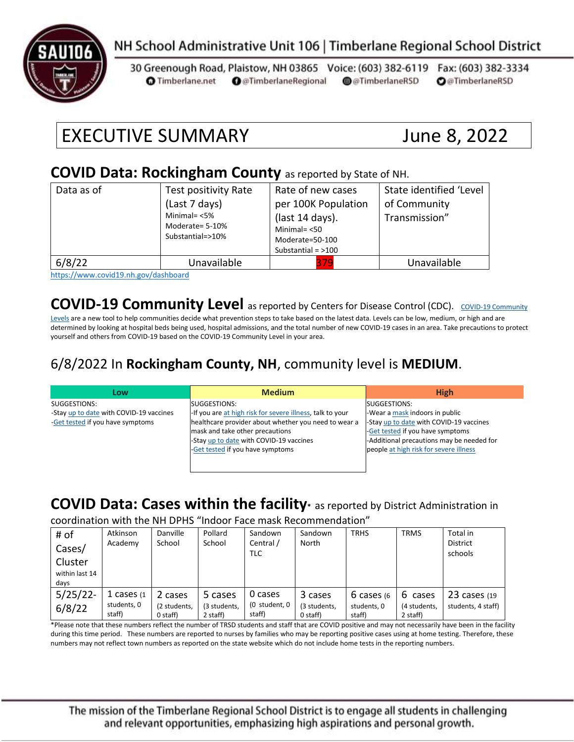NH School Administrative Unit 106 | Timberlane Regional School District

30 Greenough Road, Plaistow, NH 03865 Voice: (603) 382-6119 Fax: (603) 382-3334

Timberlane.net @TimberlaneRegional @TimberlaneRSD @TimberlaneRSD

# EXECUTIVE SUMMARY June 8, 2022

## COVID Data: Rockingham County as reported by State of NH.

| Data as of | Test positivity Rate (Last 7 days) Minimal= <5% Moderate= 5-10% Substantial=>10% | Rate of new cases per 100K Population (last 14 days). Minimal= <50 Moderate=50-100 Substantial = >100 | State identified 'Level of Community Transmission" |
|---|---|---|---|
| 6/8/22 | Unavailable | 379 | Unavailable |

https://www.covid19.nh.gov/dashboard

## COVID-19 Community Level as reported by Centers for Disease Control (CDC).

COVID-19 Community Levels are a new tool to help communities decide what prevention steps to take based on the latest data. Levels can be low, medium, or high and are determined by looking at hospital beds being used, hospital admissions, and the total number of new COVID-19 cases in an area. Take precautions to protect yourself and others from COVID-19 based on the COVID-19 Community Level in your area.

### 6/8/2022 In **Rockingham County, NH**, community level is **MEDIUM**.

| Low | Medium | High |
|---|---|---|
| SUGGESTIONS:<br>-Stay up to date with COVID-19 vaccines<br>-Get tested if you have symptoms | SUGGESTIONS:<br>-If you are at high risk for severe illness, talk to your healthcare provider about whether you need to wear a mask and take other precautions<br>-Stay up to date with COVID-19 vaccines<br>-Get tested if you have symptoms | SUGGESTIONS:<br>-Wear a mask indoors in public<br>-Stay up to date with COVID-19 vaccines<br>-Get tested if you have symptoms<br>-Additional precautions may be needed for people at high risk for severe illness |

## COVID Data: Cases within the facility* as reported by District Administration in coordination with the NH DPHS "Indoor Face mask Recommendation"

| # of Cases/ Cluster within last 14 days | Atkinson Academy | Danville School | Pollard School | Sandown Central / TLC | Sandown North | TRHS | TRMS | Total in District schools |
|---|---|---|---|---|---|---|---|---|
| 5/25/22-6/8/22 | 1 cases (1 students, 0 staff) | 2 cases (2 students, 0 staff) | 5 cases (3 students, 2 staff) | 0 cases (0 student, 0 staff) | 3 cases (3 students, 0 staff) | 6 cases (6 students, 0 staff) | 6 cases (4 students, 2 staff) | 23 cases (19 students, 4 staff) |

*Please note that these numbers reflect the number of TRSD students and staff that are COVID positive and may not necessarily have been in the facility during this time period. These numbers are reported to nurses by families who may be reporting positive cases using at home testing. Therefore, these numbers may not reflect town numbers as reported on the state website which do not include home tests in the reporting numbers.

The mission of the Timberlane Regional School District is to engage all students in challenging and relevant opportunities, emphasizing high aspirations and personal growth.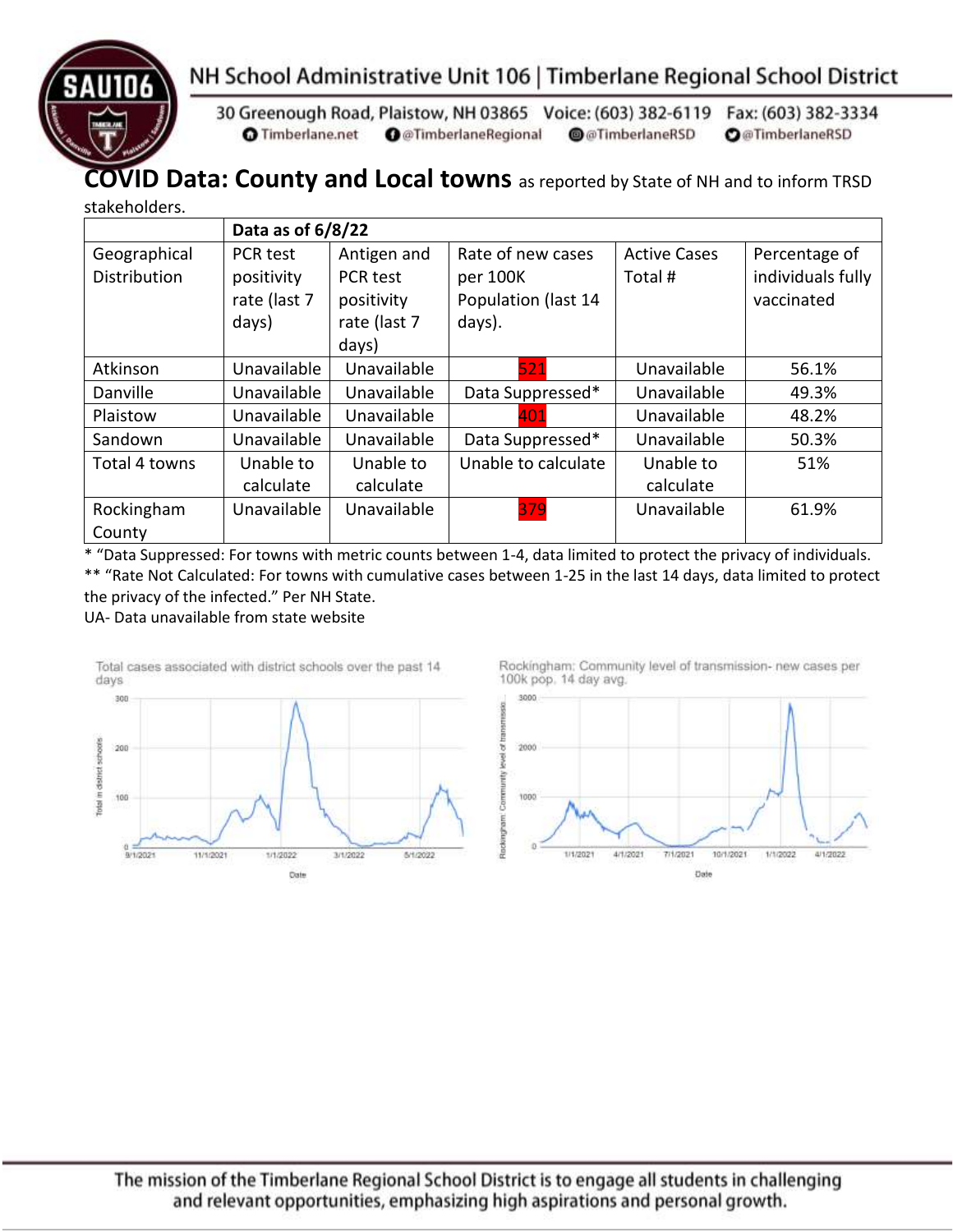NH School Administrative Unit 106 | Timberlane Regional School District

30 Greenough Road, Plaistow, NH 03865 Voice: (603) 382-6119 Fax: (603) 382-3334
Timberlane.net @TimberlaneRegional @TimberlaneRSD @TimberlaneRSD

## COVID Data: County and Local towns as reported by State of NH and to inform TRSD stakeholders.

| | Data as of 6/8/22 | | | | |
|---|---|---|---|---|---|
| Geographical Distribution | PCR test positivity rate (last 7 days) | Antigen and PCR test positivity rate (last 7 days) | Rate of new cases per 100K Population (last 14 days). | Active Cases Total # | Percentage of individuals fully vaccinated |
| Atkinson | Unavailable | Unavailable | 521 | Unavailable | 56.1% |
| Danville | Unavailable | Unavailable | Data Suppressed* | Unavailable | 49.3% |
| Plaistow | Unavailable | Unavailable | 401 | Unavailable | 48.2% |
| Sandown | Unavailable | Unavailable | Data Suppressed* | Unavailable | 50.3% |
| Total 4 towns | Unable to calculate | Unable to calculate | Unable to calculate | Unable to calculate | 51% |
| Rockingham County | Unavailable | Unavailable | 379 | Unavailable | 61.9% |

* "Data Suppressed: For towns with metric counts between 1-4, data limited to protect the privacy of individuals.
** "Rate Not Calculated: For towns with cumulative cases between 1-25 in the last 14 days, data limited to protect the privacy of the infected." Per NH State.
UA- Data unavailable from state website

Total cases associated with district schools over the past 14 days

Total in district schools

300
200
100
0

9/1/2021 11/1/2021 1/1/2022 3/1/2022 5/1/2022

Date

Rockingham: Community level of transmission- new cases per 100k pop. 14 day avg.

Rockingham: Community level of transmission

3000
2000
1000
0

1/1/2021 4/1/2021 7/1/2021 10/1/2021 1/1/2022 4/1/2022

Date

The mission of the Timberlane Regional School District is to engage all students in challenging and relevant opportunities, emphasizing high aspirations and personal growth.